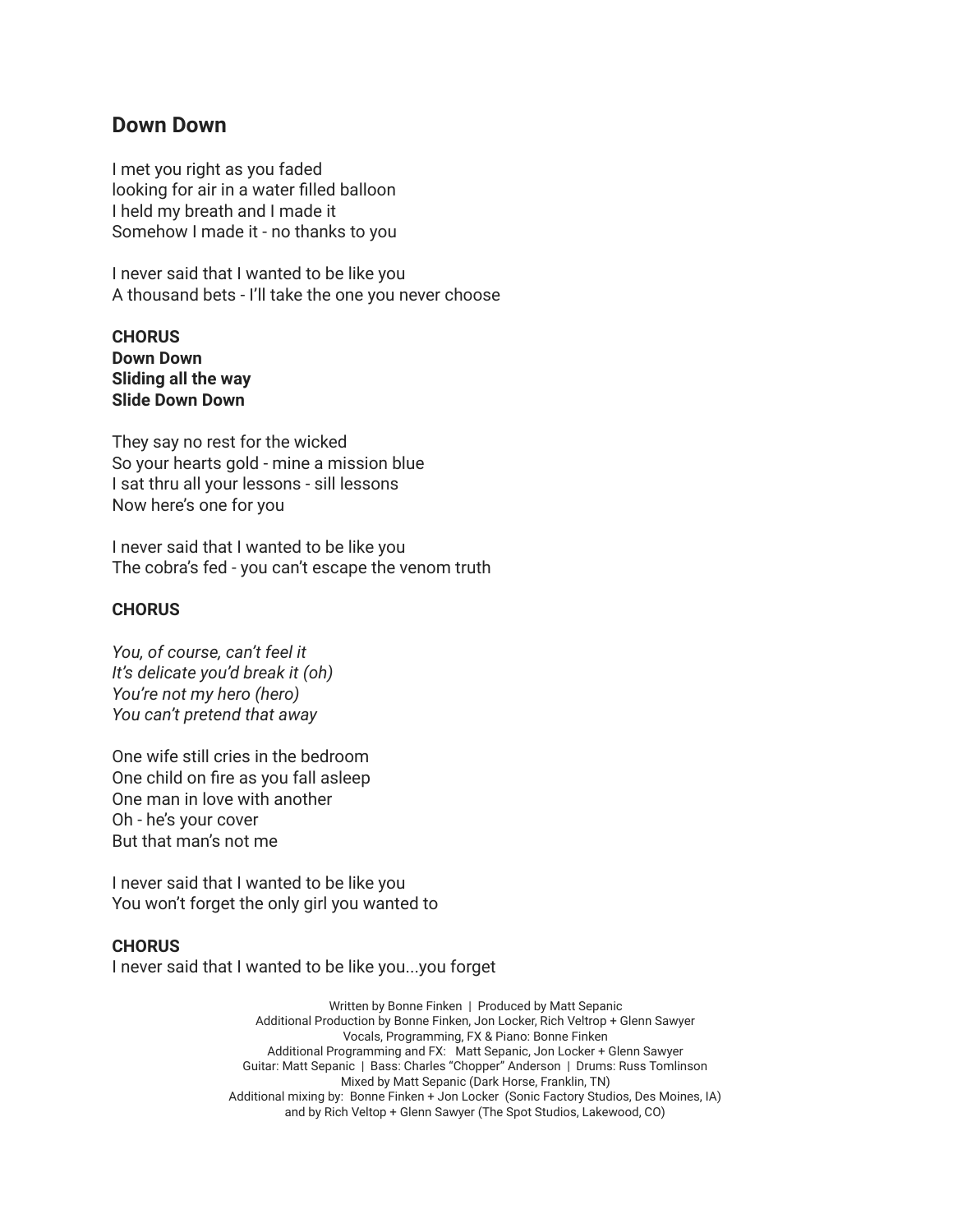## Down Down

I met you right as you faded
looking for air in a water filled balloon
I held my breath and I made it
Somehow I made it - no thanks to you

I never said that I wanted to be like you
A thousand bets - I'll take the one you never choose

**CHORUS**
**Down Down**
**Sliding all the way**
**Slide Down Down**

They say no rest for the wicked
So your hearts gold - mine a mission blue
I sat thru all your lessons - sill lessons
Now here's one for you

I never said that I wanted to be like you
The cobra's fed - you can't escape the venom truth

**CHORUS**

*You, of course, can't feel it*
*It's delicate you'd break it (oh)*
*You're not my hero (hero)*
*You can't pretend that away*

One wife still cries in the bedroom
One child on fire as you fall asleep
One man in love with another
Oh - he's your cover
But that man's not me

I never said that I wanted to be like you
You won't forget the only girl you wanted to

**CHORUS**
I never said that I wanted to be like you...you forget

Written by Bonne Finken | Produced by Matt Sepanic
Additional Production by Bonne Finken, Jon Locker, Rich Veltrop + Glenn Sawyer
Vocals, Programming, FX & Piano: Bonne Finken
Additional Programming and FX: Matt Sepanic, Jon Locker + Glenn Sawyer
Guitar: Matt Sepanic | Bass: Charles "Chopper" Anderson | Drums: Russ Tomlinson
Mixed by Matt Sepanic (Dark Horse, Franklin, TN)
Additional mixing by: Bonne Finken + Jon Locker (Sonic Factory Studios, Des Moines, IA)
and by Rich Veltop + Glenn Sawyer (The Spot Studios, Lakewood, CO)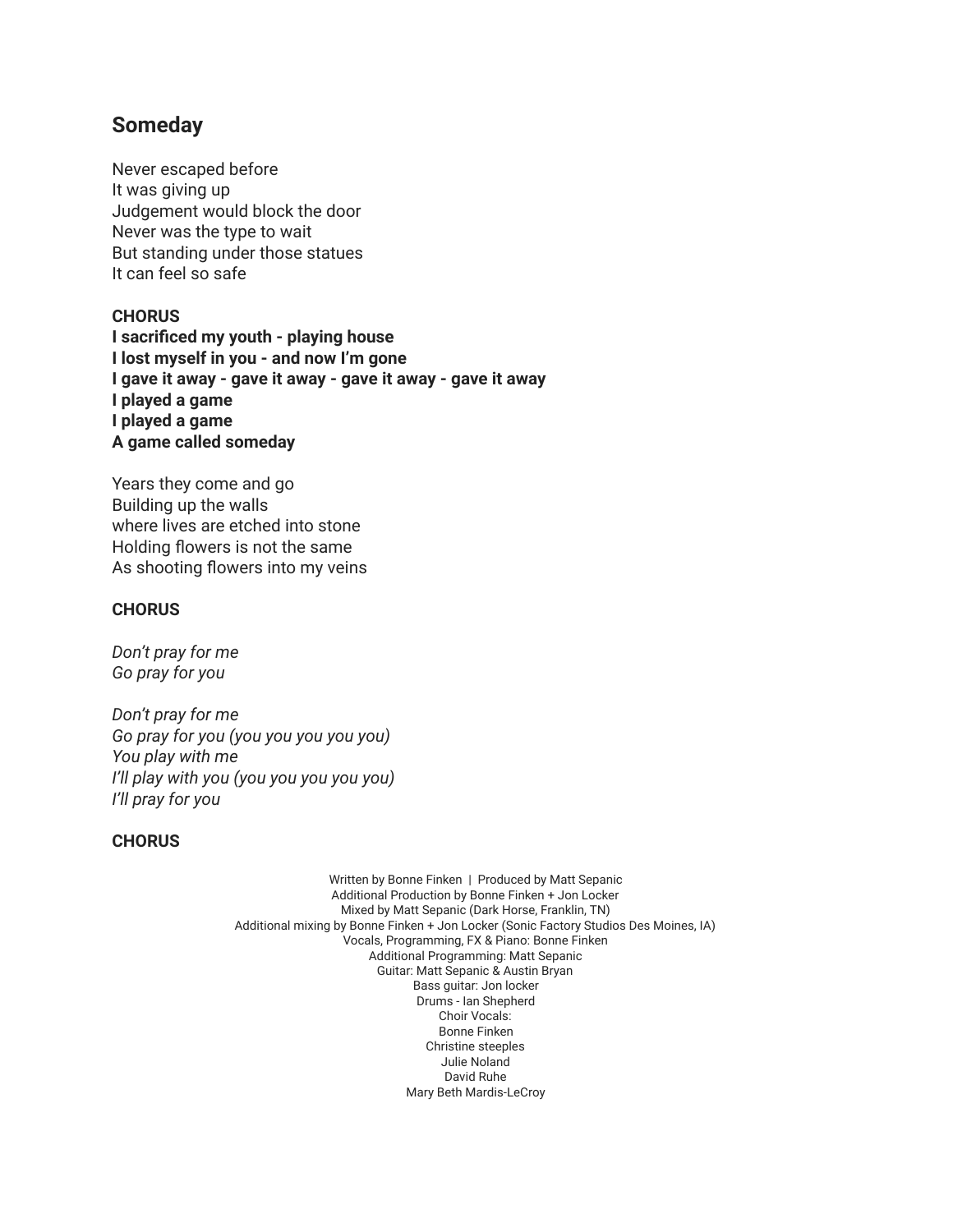## Someday

Never escaped before
It was giving up
Judgement would block the door
Never was the type to wait
But standing under those statues
It can feel so safe

**CHORUS**
**I sacrificed my youth - playing house**
**I lost myself in you - and now I'm gone**
**I gave it away - gave it away - gave it away - gave it away**
**I played a game**
**I played a game**
**A game called someday**

Years they come and go
Building up the walls
where lives are etched into stone
Holding flowers is not the same
As shooting flowers into my veins

**CHORUS**

*Don't pray for me*
*Go pray for you*

*Don't pray for me*
*Go pray for you (you you you you you)*
*You play with me*
*I'll play with you (you you you you you)*
*I'll pray for you*

**CHORUS**

Written by Bonne Finken | Produced by Matt Sepanic
Additional Production by Bonne Finken + Jon Locker
Mixed by Matt Sepanic (Dark Horse, Franklin, TN)
Additional mixing by Bonne Finken + Jon Locker (Sonic Factory Studios Des Moines, IA)
Vocals, Programming, FX & Piano: Bonne Finken
Additional Programming: Matt Sepanic
Guitar: Matt Sepanic & Austin Bryan
Bass guitar: Jon locker
Drums - Ian Shepherd
Choir Vocals:
Bonne Finken
Christine steeples
Julie Noland
David Ruhe
Mary Beth Mardis-LeCroy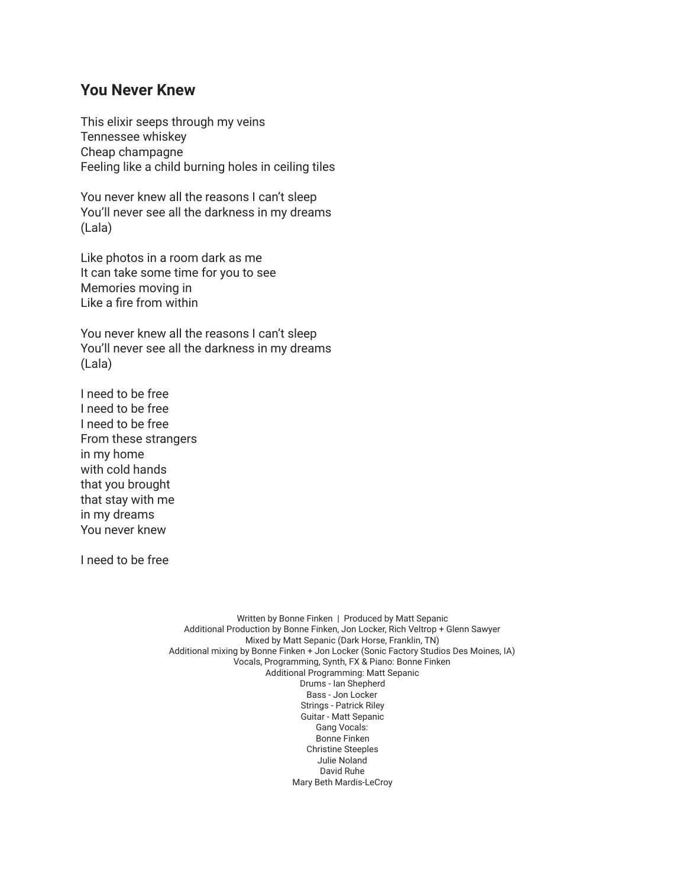## You Never Knew

This elixir seeps through my veins
Tennessee whiskey
Cheap champagne
Feeling like a child burning holes in ceiling tiles

You never knew all the reasons I can't sleep
You'll never see all the darkness in my dreams
(Lala)

Like photos in a room dark as me
It can take some time for you to see
Memories moving in
Like a fire from within

You never knew all the reasons I can't sleep
You'll never see all the darkness in my dreams
(Lala)

I need to be free
I need to be free
I need to be free
From these strangers
in my home
with cold hands
that you brought
that stay with me
in my dreams
You never knew

I need to be free

Written by Bonne Finken | Produced by Matt Sepanic
Additional Production by Bonne Finken, Jon Locker, Rich Veltrop + Glenn Sawyer
Mixed by Matt Sepanic (Dark Horse, Franklin, TN)
Additional mixing by Bonne Finken + Jon Locker (Sonic Factory Studios Des Moines, IA)
Vocals, Programming, Synth, FX & Piano: Bonne Finken
Additional Programming: Matt Sepanic
Drums - Ian Shepherd
Bass - Jon Locker
Strings - Patrick Riley
Guitar - Matt Sepanic
Gang Vocals:
Bonne Finken
Christine Steeples
Julie Noland
David Ruhe
Mary Beth Mardis-LeCroy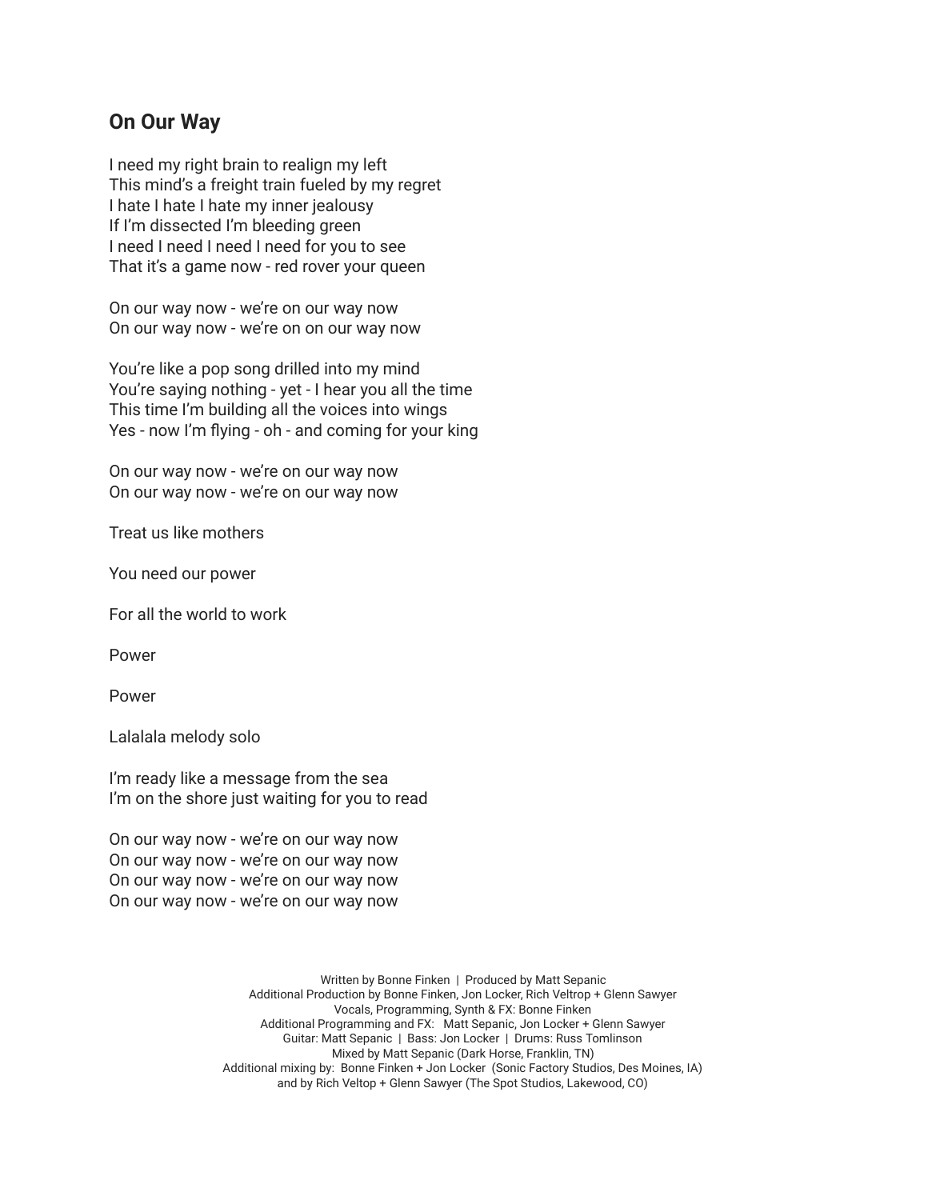## On Our Way

I need my right brain to realign my left
This mind's a freight train fueled by my regret
I hate I hate I hate my inner jealousy
If I'm dissected I'm bleeding green
I need I need I need I need for you to see
That it's a game now - red rover your queen

On our way now - we're on our way now
On our way now - we're on on our way now

You're like a pop song drilled into my mind
You're saying nothing - yet - I hear you all the time
This time I'm building all the voices into wings
Yes - now I'm flying - oh - and coming for your king

On our way now - we're on our way now
On our way now - we're on our way now

Treat us like mothers

You need our power

For all the world to work

Power

Power

Lalalala melody solo

I'm ready like a message from the sea
I'm on the shore just waiting for you to read

On our way now - we're on our way now
On our way now - we're on our way now
On our way now - we're on our way now
On our way now - we're on our way now

Written by Bonne Finken | Produced by Matt Sepanic
Additional Production by Bonne Finken, Jon Locker, Rich Veltrop + Glenn Sawyer
Vocals, Programming, Synth & FX: Bonne Finken
Additional Programming and FX: Matt Sepanic, Jon Locker + Glenn Sawyer
Guitar: Matt Sepanic | Bass: Jon Locker | Drums: Russ Tomlinson
Mixed by Matt Sepanic (Dark Horse, Franklin, TN)
Additional mixing by: Bonne Finken + Jon Locker (Sonic Factory Studios, Des Moines, IA)
and by Rich Veltop + Glenn Sawyer (The Spot Studios, Lakewood, CO)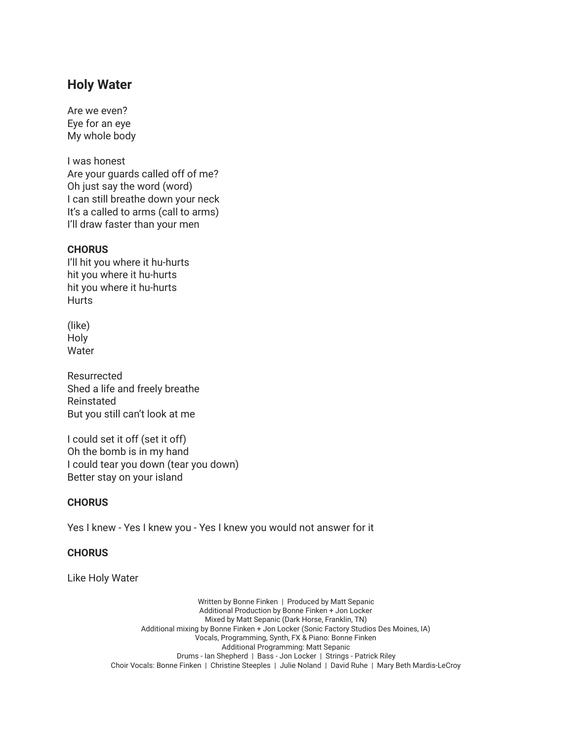## Holy Water

Are we even?
Eye for an eye
My whole body

I was honest
Are your guards called off of me?
Oh just say the word (word)
I can still breathe down your neck
It's a called to arms (call to arms)
I'll draw faster than your men

**CHORUS**
I'll hit you where it hu-hurts
hit you where it hu-hurts
hit you where it hu-hurts
Hurts

(like)
Holy
Water

Resurrected
Shed a life and freely breathe
Reinstated
But you still can't look at me

I could set it off (set it off)
Oh the bomb is in my hand
I could tear you down (tear you down)
Better stay on your island

**CHORUS**

Yes I knew - Yes I knew you - Yes I knew you would not answer for it

**CHORUS**

Like Holy Water

Written by Bonne Finken | Produced by Matt Sepanic
Additional Production by Bonne Finken + Jon Locker
Mixed by Matt Sepanic (Dark Horse, Franklin, TN)
Additional mixing by Bonne Finken + Jon Locker (Sonic Factory Studios Des Moines, IA)
Vocals, Programming, Synth, FX & Piano: Bonne Finken
Additional Programming: Matt Sepanic
Drums - Ian Shepherd | Bass - Jon Locker | Strings - Patrick Riley
Choir Vocals: Bonne Finken | Christine Steeples | Julie Noland | David Ruhe | Mary Beth Mardis-LeCroy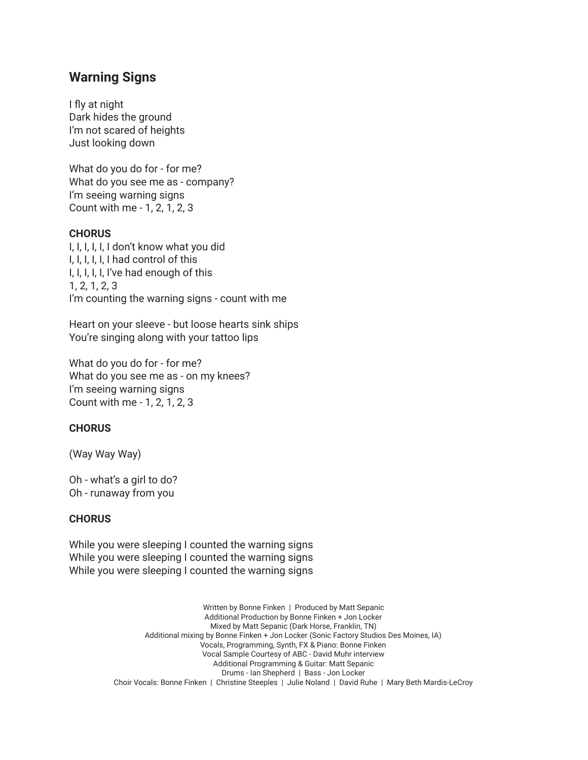## Warning Signs

I fly at night
Dark hides the ground
I'm not scared of heights
Just looking down

What do you do for - for me?
What do you see me as - company?
I'm seeing warning signs
Count with me - 1, 2, 1, 2, 3

**CHORUS**
I, I, I, I, I, I don't know what you did
I, I, I, I, I, I had control of this
I, I, I, I, I, I've had enough of this
1, 2, 1, 2, 3
I'm counting the warning signs - count with me

Heart on your sleeve - but loose hearts sink ships
You're singing along with your tattoo lips

What do you do for - for me?
What do you see me as - on my knees?
I'm seeing warning signs
Count with me - 1, 2, 1, 2, 3

**CHORUS**

(Way Way Way)

Oh - what's a girl to do?
Oh - runaway from you

**CHORUS**

While you were sleeping I counted the warning signs
While you were sleeping I counted the warning signs
While you were sleeping I counted the warning signs

Written by Bonne Finken | Produced by Matt Sepanic
Additional Production by Bonne Finken + Jon Locker
Mixed by Matt Sepanic (Dark Horse, Franklin, TN)
Additional mixing by Bonne Finken + Jon Locker (Sonic Factory Studios Des Moines, IA)
Vocals, Programming, Synth, FX & Piano: Bonne Finken
Vocal Sample Courtesy of ABC - David Muhr interview
Additional Programming & Guitar: Matt Sepanic
Drums - Ian Shepherd | Bass - Jon Locker
Choir Vocals: Bonne Finken | Christine Steeples | Julie Noland | David Ruhe | Mary Beth Mardis-LeCroy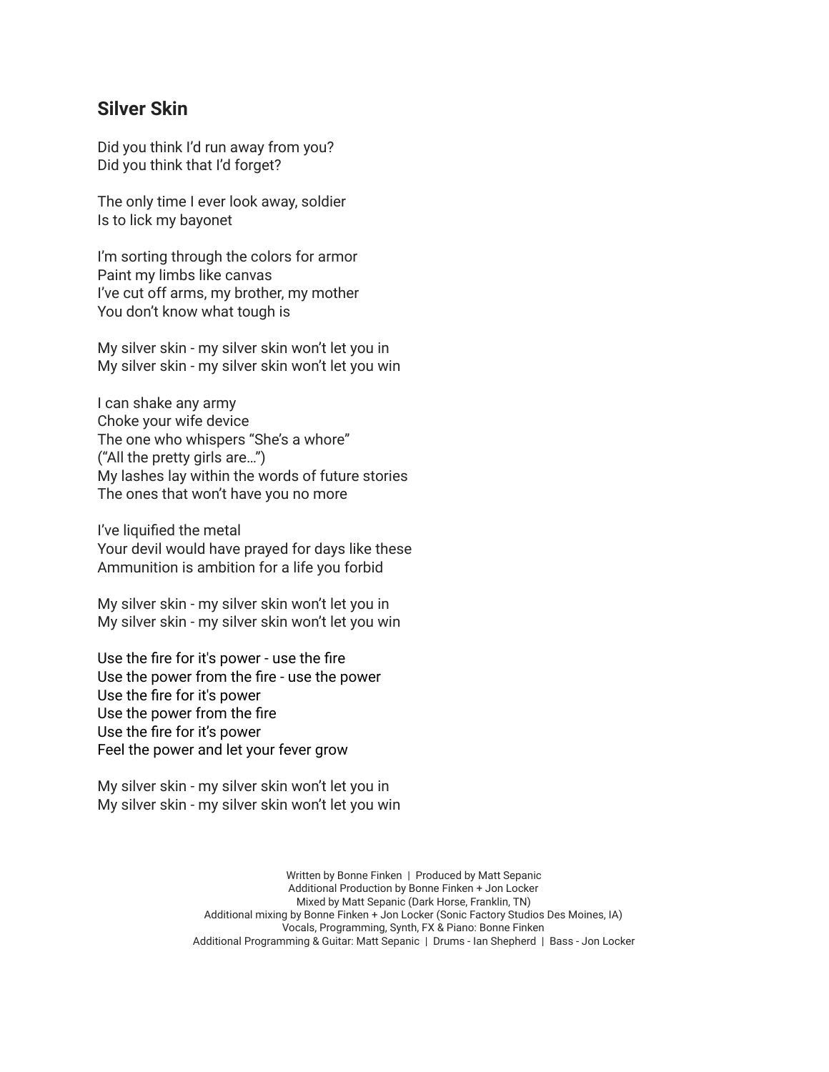## Silver Skin

Did you think I'd run away from you?
Did you think that I'd forget?

The only time I ever look away, soldier
Is to lick my bayonet

I'm sorting through the colors for armor
Paint my limbs like canvas
I've cut off arms, my brother, my mother
You don't know what tough is

My silver skin - my silver skin won't let you in
My silver skin - my silver skin won't let you win

I can shake any army
Choke your wife device
The one who whispers "She's a whore"
("All the pretty girls are…")
My lashes lay within the words of future stories
The ones that won't have you no more

I've liquified the metal
Your devil would have prayed for days like these
Ammunition is ambition for a life you forbid

My silver skin - my silver skin won't let you in
My silver skin - my silver skin won't let you win

Use the fire for it's power - use the fire
Use the power from the fire - use the power
Use the fire for it's power
Use the power from the fire
Use the fire for it's power
Feel the power and let your fever grow

My silver skin - my silver skin won't let you in
My silver skin - my silver skin won't let you win

Written by Bonne Finken | Produced by Matt Sepanic
Additional Production by Bonne Finken + Jon Locker
Mixed by Matt Sepanic (Dark Horse, Franklin, TN)
Additional mixing by Bonne Finken + Jon Locker (Sonic Factory Studios Des Moines, IA)
Vocals, Programming, Synth, FX & Piano: Bonne Finken
Additional Programming & Guitar: Matt Sepanic | Drums - Ian Shepherd | Bass - Jon Locker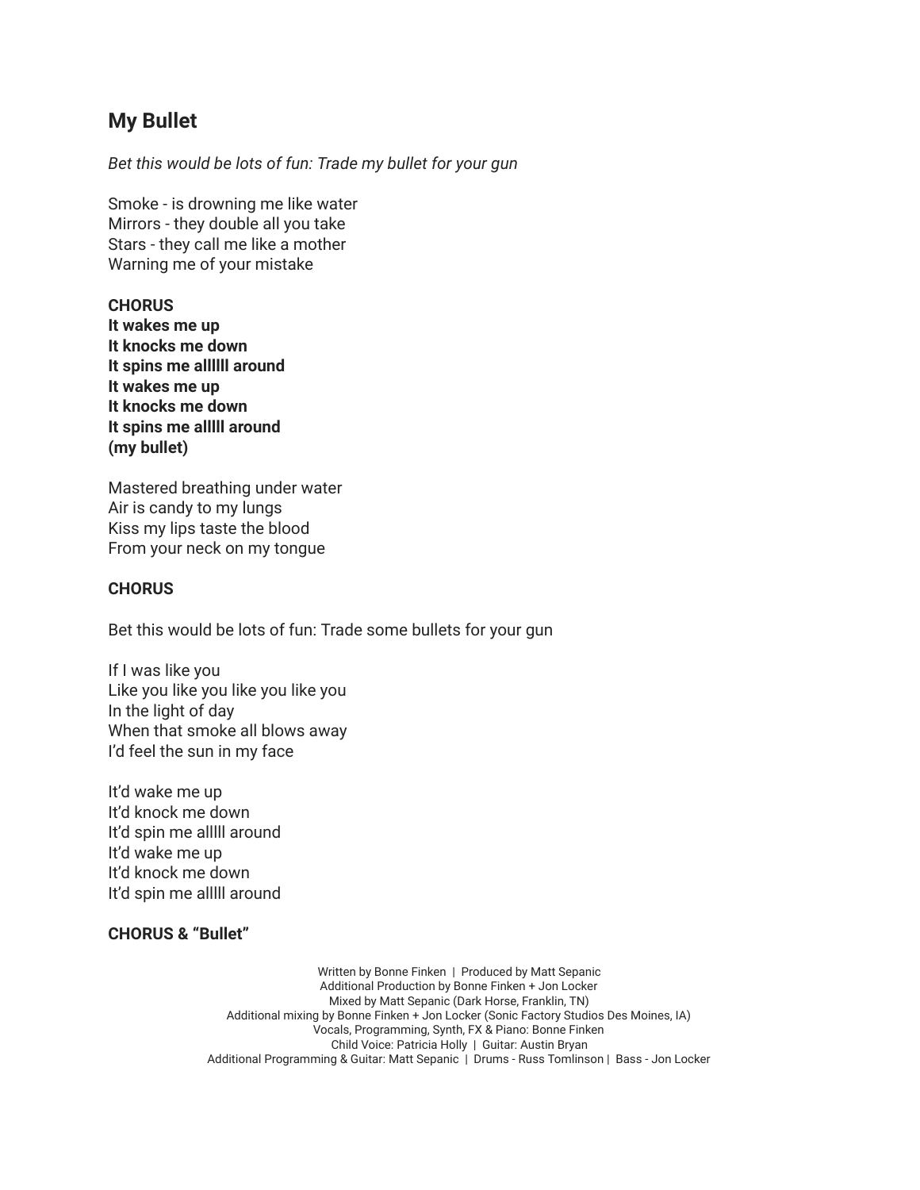## My Bullet

*Bet this would be lots of fun: Trade my bullet for your gun*

Smoke - is drowning me like water
Mirrors - they double all you take
Stars - they call me like a mother
Warning me of your mistake

**CHORUS**
**It wakes me up**
**It knocks me down**
**It spins me allllll around**
**It wakes me up**
**It knocks me down**
**It spins me alllll around**
**(my bullet)**

Mastered breathing under water
Air is candy to my lungs
Kiss my lips taste the blood
From your neck on my tongue

**CHORUS**

Bet this would be lots of fun: Trade some bullets for your gun

If I was like you
Like you like you like you like you
In the light of day
When that smoke all blows away
I'd feel the sun in my face

It'd wake me up
It'd knock me down
It'd spin me alllll around
It'd wake me up
It'd knock me down
It'd spin me alllll around

**CHORUS & "Bullet"**

Written by Bonne Finken | Produced by Matt Sepanic
Additional Production by Bonne Finken + Jon Locker
Mixed by Matt Sepanic (Dark Horse, Franklin, TN)
Additional mixing by Bonne Finken + Jon Locker (Sonic Factory Studios Des Moines, IA)
Vocals, Programming, Synth, FX & Piano: Bonne Finken
Child Voice: Patricia Holly | Guitar: Austin Bryan
Additional Programming & Guitar: Matt Sepanic | Drums - Russ Tomlinson | Bass - Jon Locker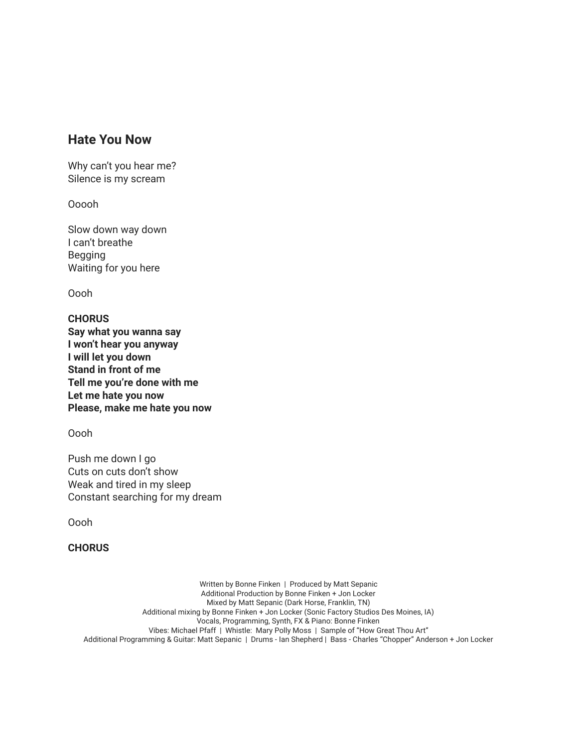## Hate You Now

Why can't you hear me?
Silence is my scream

Ooooh

Slow down way down
I can't breathe
Begging
Waiting for you here

Oooh

**CHORUS**
**Say what you wanna say**
**I won't hear you anyway**
**I will let you down**
**Stand in front of me**
**Tell me you're done with me**
**Let me hate you now**
**Please, make me hate you now**

Oooh

Push me down I go
Cuts on cuts don't show
Weak and tired in my sleep
Constant searching for my dream

Oooh

**CHORUS**

Written by Bonne Finken | Produced by Matt Sepanic
Additional Production by Bonne Finken + Jon Locker
Mixed by Matt Sepanic (Dark Horse, Franklin, TN)
Additional mixing by Bonne Finken + Jon Locker (Sonic Factory Studios Des Moines, IA)
Vocals, Programming, Synth, FX & Piano: Bonne Finken
Vibes: Michael Pfaff | Whistle: Mary Polly Moss | Sample of "How Great Thou Art"
Additional Programming & Guitar: Matt Sepanic | Drums - Ian Shepherd | Bass - Charles "Chopper" Anderson + Jon Locker